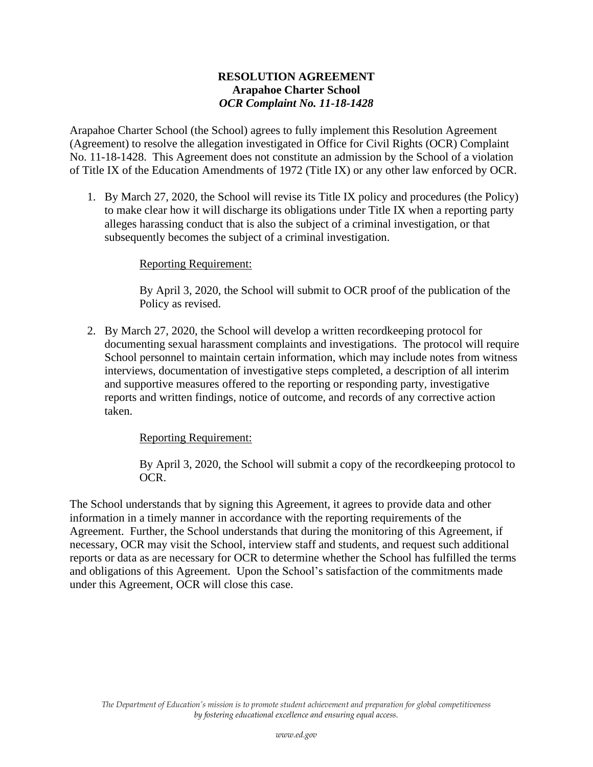**RESOLUTION AGREEMENT**
**Arapahoe Charter School**
***OCR Complaint No. 11-18-1428***

Arapahoe Charter School (the School) agrees to fully implement this Resolution Agreement (Agreement) to resolve the allegation investigated in Office for Civil Rights (OCR) Complaint No. 11-18-1428. This Agreement does not constitute an admission by the School of a violation of Title IX of the Education Amendments of 1972 (Title IX) or any other law enforced by OCR.

1. By March 27, 2020, the School will revise its Title IX policy and procedures (the Policy) to make clear how it will discharge its obligations under Title IX when a reporting party alleges harassing conduct that is also the subject of a criminal investigation, or that subsequently becomes the subject of a criminal investigation.

    Reporting Requirement:

    By April 3, 2020, the School will submit to OCR proof of the publication of the Policy as revised.

2. By March 27, 2020, the School will develop a written recordkeeping protocol for documenting sexual harassment complaints and investigations. The protocol will require School personnel to maintain certain information, which may include notes from witness interviews, documentation of investigative steps completed, a description of all interim and supportive measures offered to the reporting or responding party, investigative reports and written findings, notice of outcome, and records of any corrective action taken.

    Reporting Requirement:

    By April 3, 2020, the School will submit a copy of the recordkeeping protocol to OCR.

The School understands that by signing this Agreement, it agrees to provide data and other information in a timely manner in accordance with the reporting requirements of the Agreement. Further, the School understands that during the monitoring of this Agreement, if necessary, OCR may visit the School, interview staff and students, and request such additional reports or data as are necessary for OCR to determine whether the School has fulfilled the terms and obligations of this Agreement. Upon the School's satisfaction of the commitments made under this Agreement, OCR will close this case.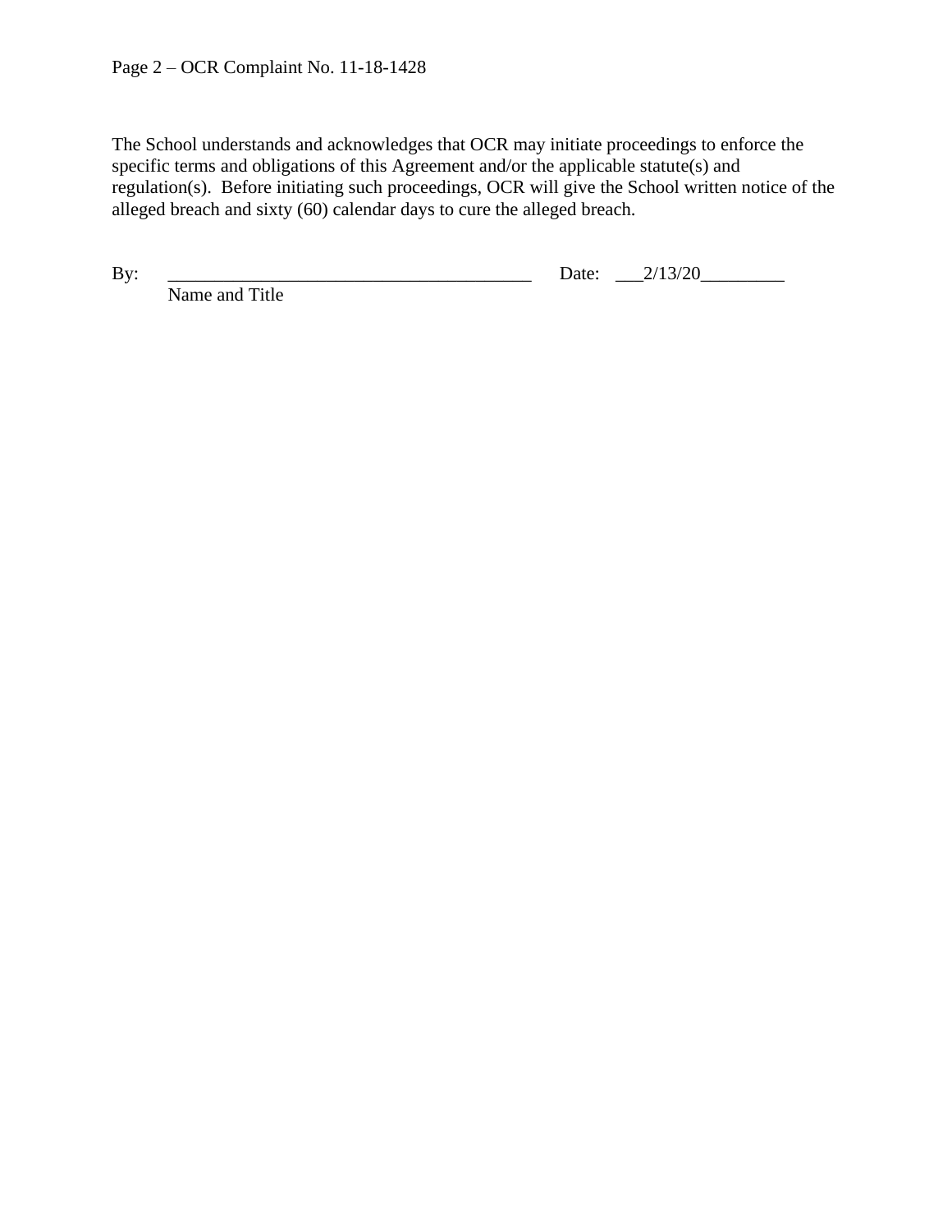The School understands and acknowledges that OCR may initiate proceedings to enforce the specific terms and obligations of this Agreement and/or the applicable statute(s) and regulation(s). Before initiating such proceedings, OCR will give the School written notice of the alleged breach and sixty (60) calendar days to cure the alleged breach.

By: _______________________________________ Date: ___2/13/20_________
Name and Title